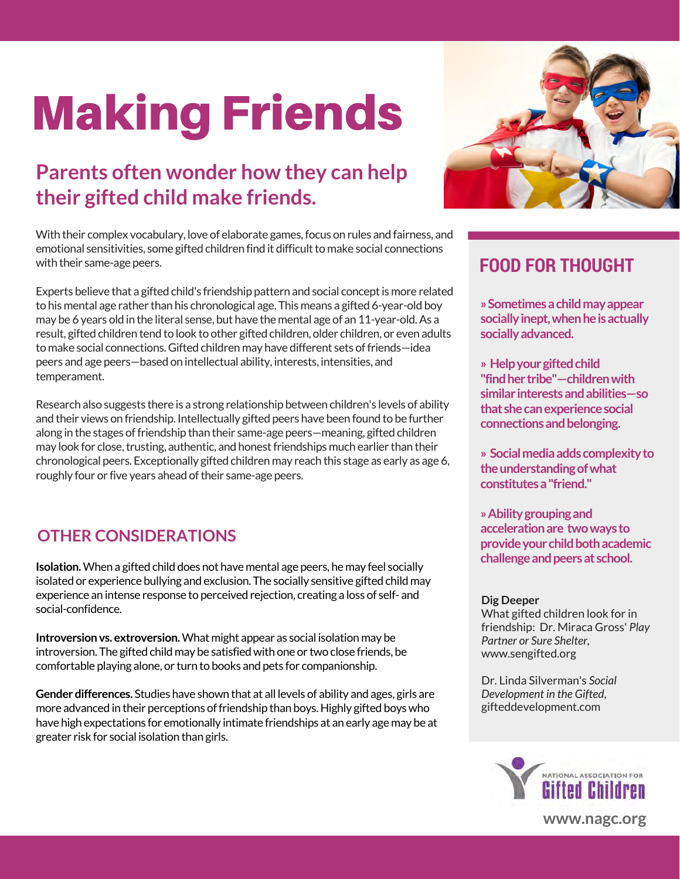# Making Friends

## Parents often wonder how they can help their gifted child make friends.

With their complex vocabulary, love of elaborate games, focus on rules and fairness, and emotional sensitivities, some gifted children find it difficult to make social connections with their same-age peers.

Experts believe that a gifted child's friendship pattern and social concept is more related to his mental age rather than his chronological age. This means a gifted 6-year-old boy may be 6 years old in the literal sense, but have the mental age of an 11-year-old. As a result, gifted children tend to look to other gifted children, older children, or even adults to make social connections. Gifted children may have different sets of friends—idea peers and age peers—based on intellectual ability, interests, intensities, and temperament.

Research also suggests there is a strong relationship between children's levels of ability and their views on friendship. Intellectually gifted peers have been found to be further along in the stages of friendship than their same-age peers—meaning, gifted children may look for close, trusting, authentic, and honest friendships much earlier than their chronological peers. Exceptionally gifted children may reach this stage as early as age 6, roughly four or five years ahead of their same-age peers.

## OTHER CONSIDERATIONS

**Isolation.** When a gifted child does not have mental age peers, he may feel socially isolated or experience bullying and exclusion. The socially sensitive gifted child may experience an intense response to perceived rejection, creating a loss of self- and social-confidence.

**Introversion vs. extroversion.** What might appear as social isolation may be introversion. The gifted child may be satisfied with one or two close friends, be comfortable playing alone, or turn to books and pets for companionship.

**Gender differences.** Studies have shown that at all levels of ability and ages, girls are more advanced in their perceptions of friendship than boys. Highly gifted boys who have high expectations for emotionally intimate friendships at an early age may be at greater risk for social isolation than girls.

## FOOD FOR THOUGHT

**» Sometimes a child may appear socially inept, when he is actually socially advanced.**

**» Help your gifted child "find her tribe"—children with similar interests and abilities—so that she can experience social connections and belonging.**

**» Social media adds complexity to the understanding of what constitutes a "friend."**

**» Ability grouping and acceleration are two ways to provide your child both academic challenge and peers at school.**

**Dig Deeper**

What gifted children look for in friendship: Dr. Miraca Gross' *Play Partner or Sure Shelter*, www.sengifted.org

Dr. Linda Silverman's *Social Development in the Gifted*, gifteddevelopment.com

National Association for Gifted Children

www.nagc.org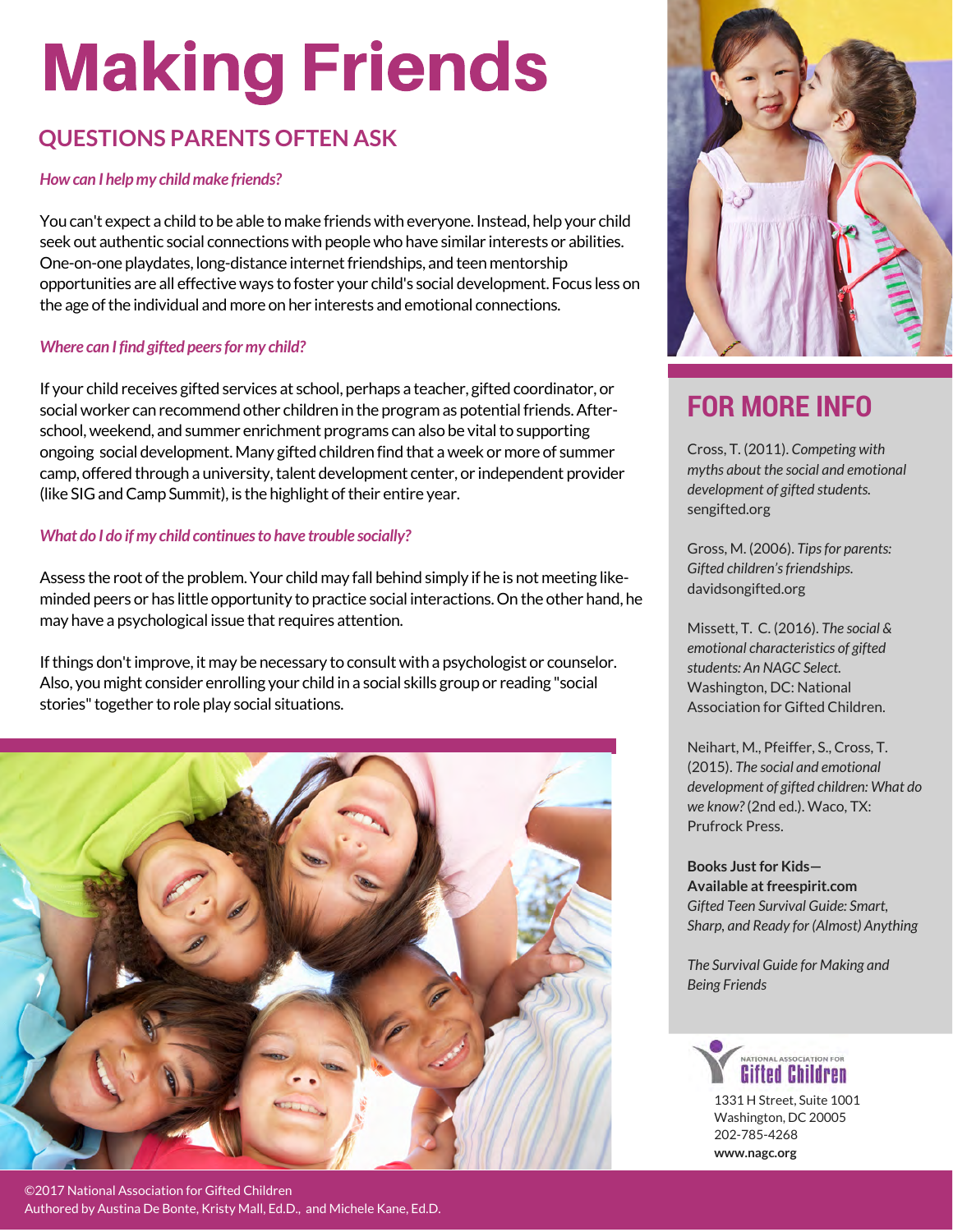# Making Friends

## QUESTIONS PARENTS OFTEN ASK

*How can I help my child make friends?*

You can't expect a child to be able to make friends with everyone. Instead, help your child seek out authentic social connections with people who have similar interests or abilities. One-on-one playdates, long-distance internet friendships, and teen mentorship opportunities are all effective ways to foster your child's social development. Focus less on the age of the individual and more on her interests and emotional connections.

*Where can I find gifted peers for my child?*

If your child receives gifted services at school, perhaps a teacher, gifted coordinator, or social worker can recommend other children in the program as potential friends. After-school, weekend, and summer enrichment programs can also be vital to supporting ongoing social development. Many gifted children find that a week or more of summer camp, offered through a university, talent development center, or independent provider (like SIG and Camp Summit), is the highlight of their entire year.

*What do I do if my child continues to have trouble socially?*

Assess the root of the problem. Your child may fall behind simply if he is not meeting like-minded peers or has little opportunity to practice social interactions. On the other hand, he may have a psychological issue that requires attention.

If things don't improve, it may be necessary to consult with a psychologist or counselor. Also, you might consider enrolling your child in a social skills group or reading "social stories" together to role play social situations.

## FOR MORE INFO

Cross, T. (2011). *Competing with myths about the social and emotional development of gifted students.* sengifted.org

Gross, M. (2006). *Tips for parents: Gifted children's friendships.* davidsongifted.org

Missett, T. C. (2016). *The social & emotional characteristics of gifted students: An NAGC Select.* Washington, DC: National Association for Gifted Children.

Neihart, M., Pfeiffer, S., Cross, T. (2015). *The social and emotional development of gifted children: What do we know?* (2nd ed.). Waco, TX: Prufrock Press.

**Books Just for Kids—**
**Available at freespirit.com**

*Gifted Teen Survival Guide: Smart, Sharp, and Ready for (Almost) Anything*

*The Survival Guide for Making and Being Friends*

National Association for Gifted Children
1331 H Street, Suite 1001
Washington, DC 20005
202-785-4268
**www.nagc.org**

©2017 National Association for Gifted Children
Authored by Austina De Bonte, Kristy Mall, Ed.D., and Michele Kane, Ed.D.